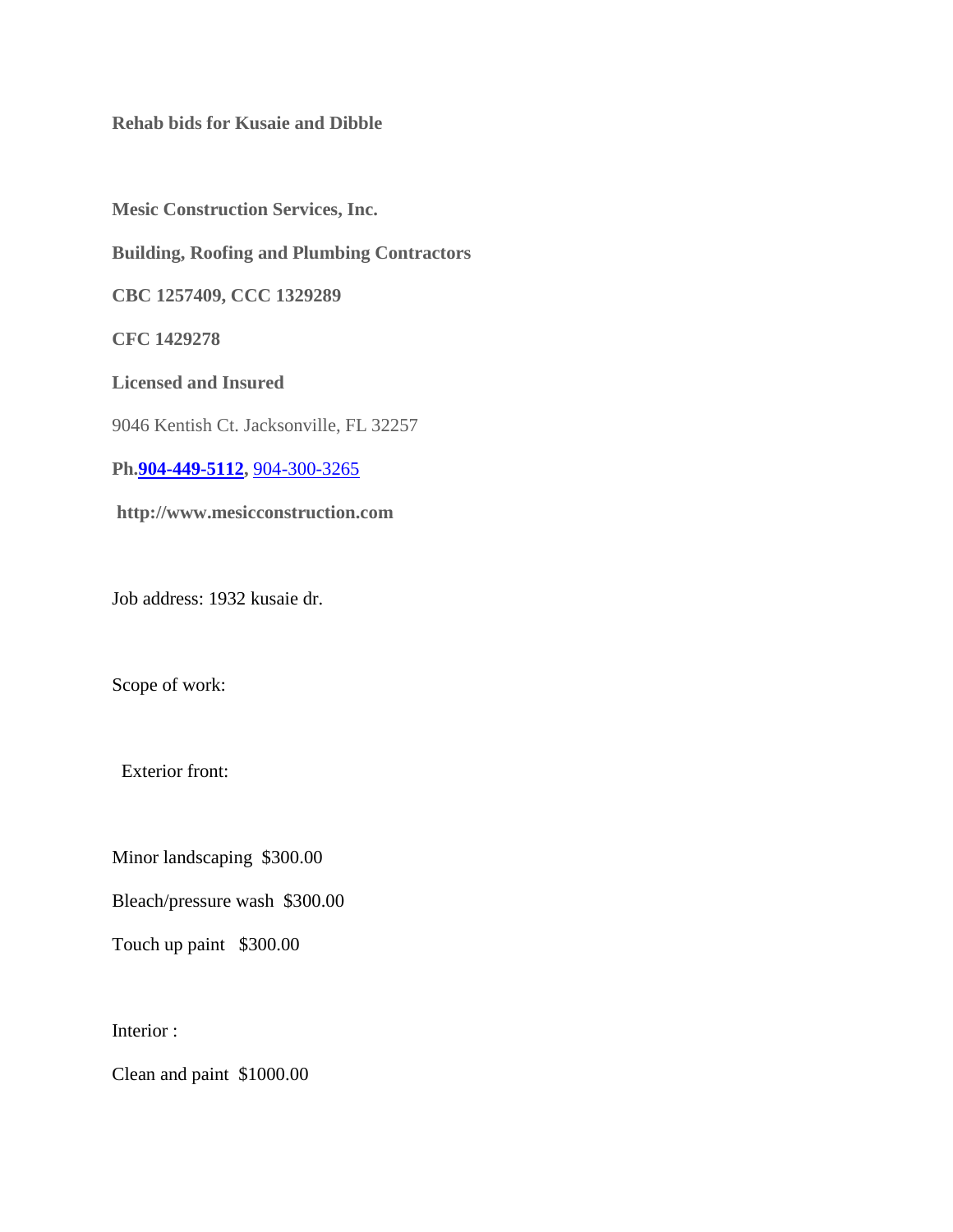**Rehab bids for Kusaie and Dibble**

**Mesic Construction Services, Inc.**

**Building, Roofing and Plumbing Contractors**

**CBC 1257409, CCC 1329289**

**CFC 1429278**

**Licensed and Insured**

9046 Kentish Ct. Jacksonville, FL 32257

**Ph.904-449-5112**, 904-300-3265

**http://www.mesicconstruction.com**

Job address: 1932 kusaie dr.

Scope of work:

Exterior front:

Minor landscaping $300.00

Bleach/pressure wash $300.00

Touch up paint $300.00

Interior :

Clean and paint $1000.00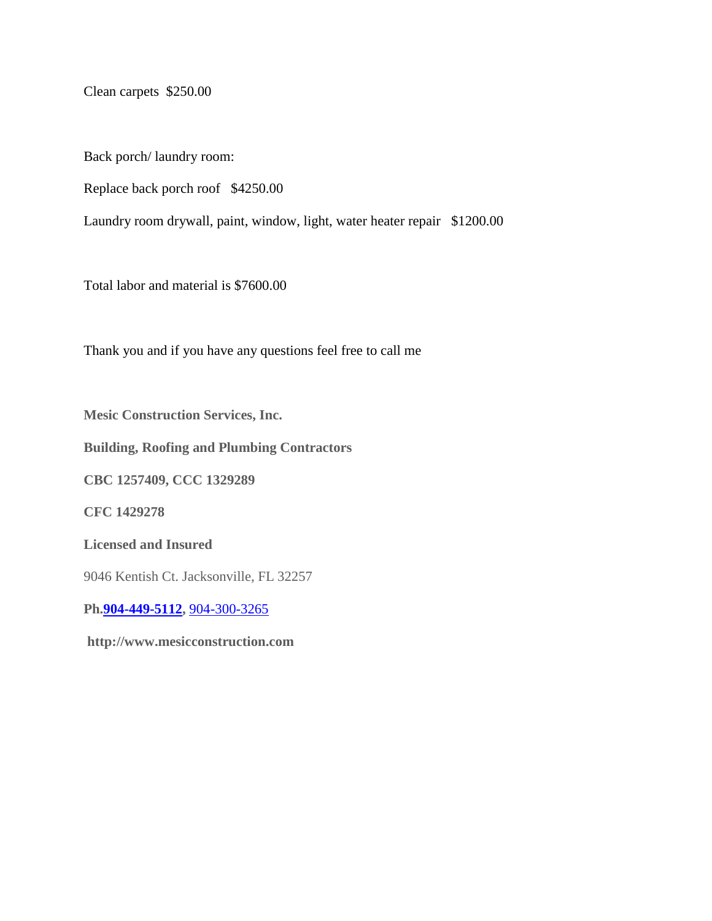Clean carpets  $250.00

Back porch/ laundry room:

Replace back porch roof   $4250.00

Laundry room drywall, paint, window, light, water heater repair   $1200.00

Total labor and material is $7600.00

Thank you and if you have any questions feel free to call me

**Mesic Construction Services, Inc.**

**Building, Roofing and Plumbing Contractors**

**CBC 1257409, CCC 1329289**

**CFC 1429278**

**Licensed and Insured**

9046 Kentish Ct. Jacksonville, FL 32257

**Ph.904-449-5112,** 904-300-3265

**http://www.mesicconstruction.com**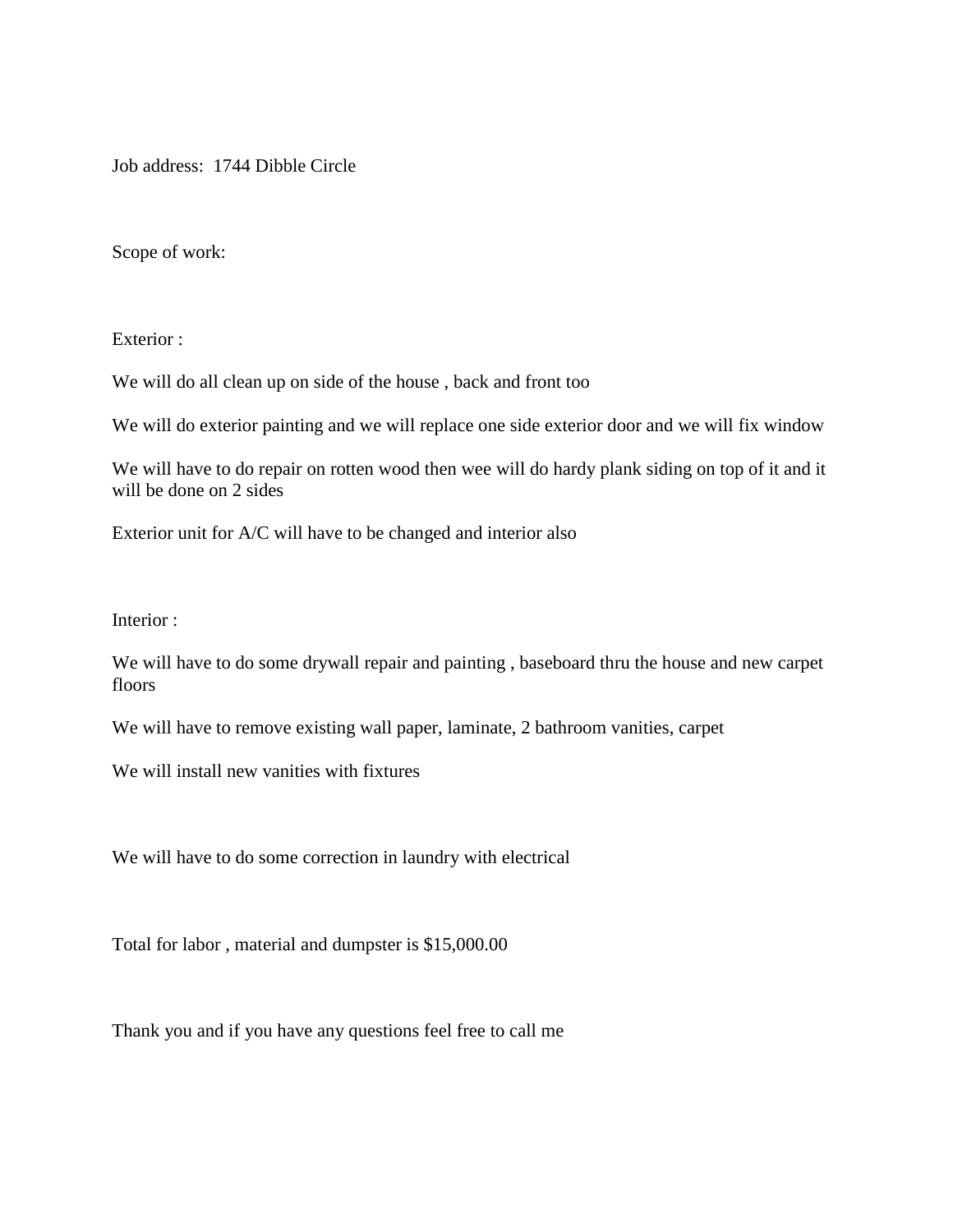Job address: 1744 Dibble Circle

Scope of work:

Exterior :

We will do all clean up on side of the house , back and front too

We will do exterior painting and we will replace one side exterior door and we will fix window

We will have to do repair on rotten wood then wee will do hardy plank siding on top of it and it will be done on 2 sides

Exterior unit for A/C will have to be changed and interior also

Interior :

We will have to do some drywall repair and painting , baseboard thru the house and new carpet floors

We will have to remove existing wall paper, laminate, 2 bathroom vanities, carpet

We will install new vanities with fixtures

We will have to do some correction in laundry with electrical

Total for labor , material and dumpster is $15,000.00

Thank you and if you have any questions feel free to call me